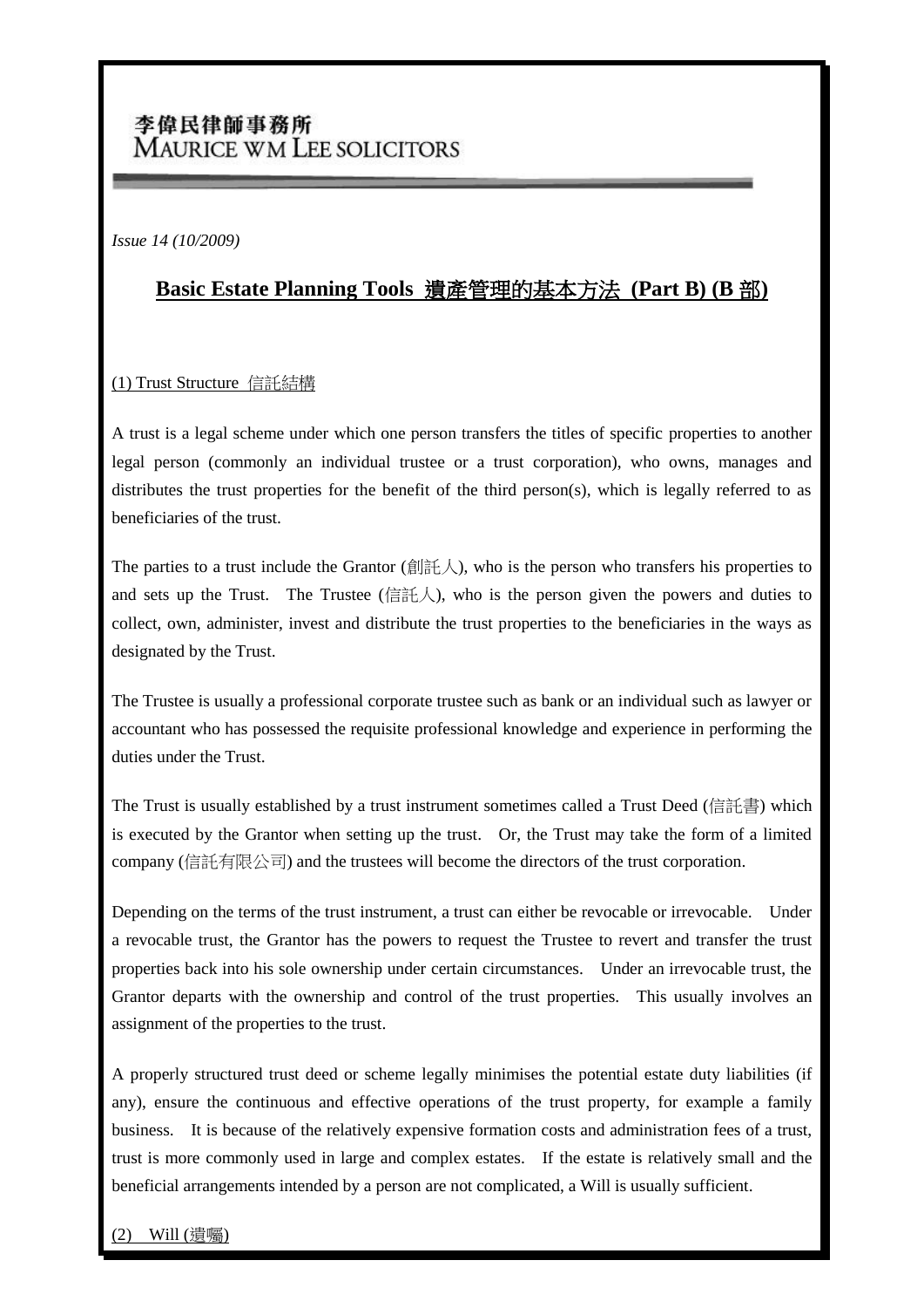李偉民律師事務所
MAURICE WM LEE SOLICITORS

*Issue 14 (10/2009)*

## **Basic Estate Planning Tools 遺產管理的基本方法 (Part B) (B 部)**

### (1) Trust Structure 信託結構

A trust is a legal scheme under which one person transfers the titles of specific properties to another legal person (commonly an individual trustee or a trust corporation), who owns, manages and distributes the trust properties for the benefit of the third person(s), which is legally referred to as beneficiaries of the trust.

The parties to a trust include the Grantor (創託人), who is the person who transfers his properties to and sets up the Trust. The Trustee (信託人), who is the person given the powers and duties to collect, own, administer, invest and distribute the trust properties to the beneficiaries in the ways as designated by the Trust.

The Trustee is usually a professional corporate trustee such as bank or an individual such as lawyer or accountant who has possessed the requisite professional knowledge and experience in performing the duties under the Trust.

The Trust is usually established by a trust instrument sometimes called a Trust Deed (信託書) which is executed by the Grantor when setting up the trust. Or, the Trust may take the form of a limited company (信託有限公司) and the trustees will become the directors of the trust corporation.

Depending on the terms of the trust instrument, a trust can either be revocable or irrevocable. Under a revocable trust, the Grantor has the powers to request the Trustee to revert and transfer the trust properties back into his sole ownership under certain circumstances. Under an irrevocable trust, the Grantor departs with the ownership and control of the trust properties. This usually involves an assignment of the properties to the trust.

A properly structured trust deed or scheme legally minimises the potential estate duty liabilities (if any), ensure the continuous and effective operations of the trust property, for example a family business. It is because of the relatively expensive formation costs and administration fees of a trust, trust is more commonly used in large and complex estates. If the estate is relatively small and the beneficial arrangements intended by a person are not complicated, a Will is usually sufficient.

### (2) Will (遺囑)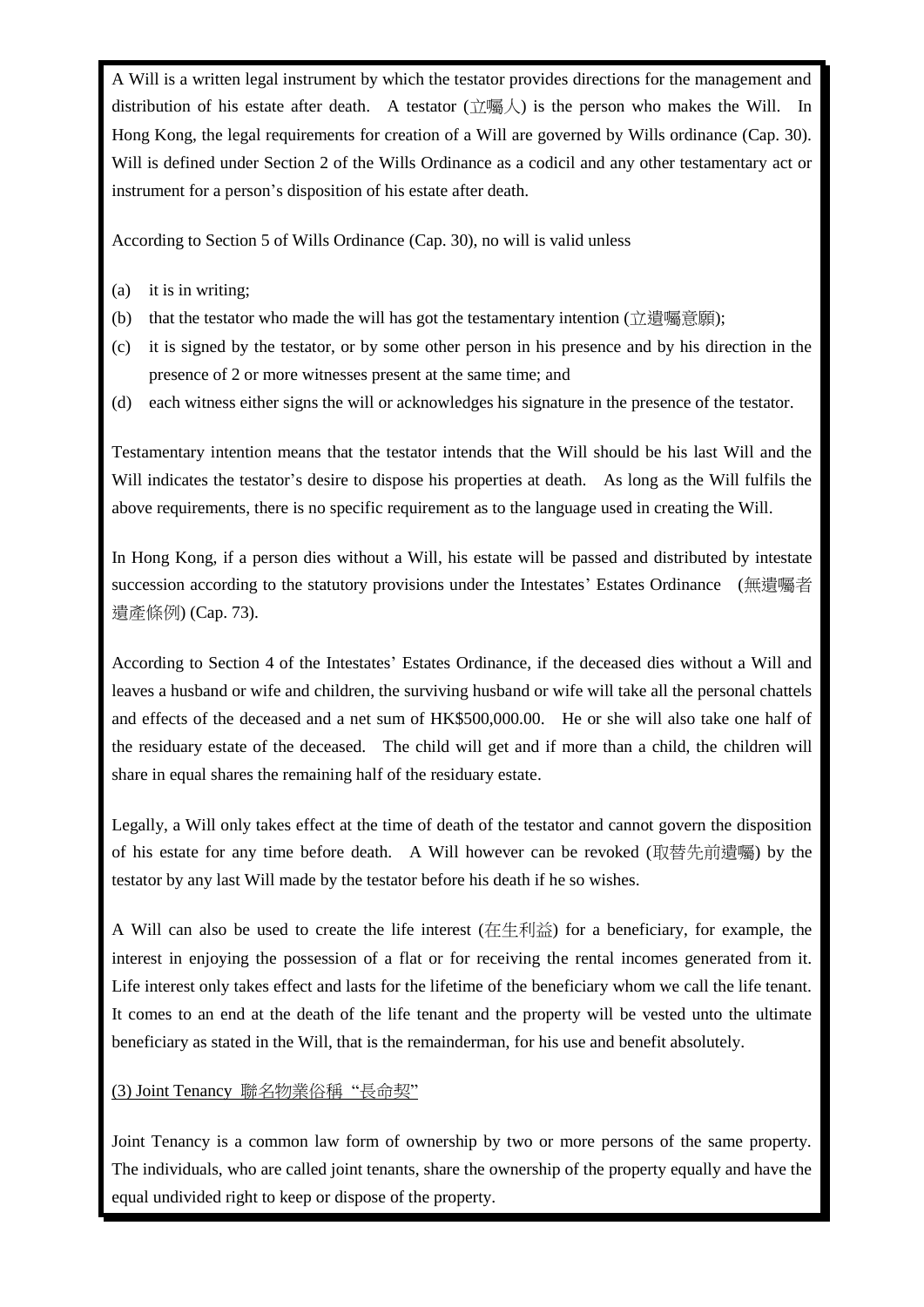A Will is a written legal instrument by which the testator provides directions for the management and distribution of his estate after death. A testator (立囑人) is the person who makes the Will. In Hong Kong, the legal requirements for creation of a Will are governed by Wills ordinance (Cap. 30). Will is defined under Section 2 of the Wills Ordinance as a codicil and any other testamentary act or instrument for a person's disposition of his estate after death.

According to Section 5 of Wills Ordinance (Cap. 30), no will is valid unless

(a) it is in writing;

(b) that the testator who made the will has got the testamentary intention (立遺囑意願);

(c) it is signed by the testator, or by some other person in his presence and by his direction in the presence of 2 or more witnesses present at the same time; and

(d) each witness either signs the will or acknowledges his signature in the presence of the testator.

Testamentary intention means that the testator intends that the Will should be his last Will and the Will indicates the testator's desire to dispose his properties at death. As long as the Will fulfils the above requirements, there is no specific requirement as to the language used in creating the Will.

In Hong Kong, if a person dies without a Will, his estate will be passed and distributed by intestate succession according to the statutory provisions under the Intestates' Estates Ordinance (無遺囑者遺產條例) (Cap. 73).

According to Section 4 of the Intestates' Estates Ordinance, if the deceased dies without a Will and leaves a husband or wife and children, the surviving husband or wife will take all the personal chattels and effects of the deceased and a net sum of HK$500,000.00. He or she will also take one half of the residuary estate of the deceased. The child will get and if more than a child, the children will share in equal shares the remaining half of the residuary estate.

Legally, a Will only takes effect at the time of death of the testator and cannot govern the disposition of his estate for any time before death. A Will however can be revoked (取替先前遺囑) by the testator by any last Will made by the testator before his death if he so wishes.

A Will can also be used to create the life interest (在生利益) for a beneficiary, for example, the interest in enjoying the possession of a flat or for receiving the rental incomes generated from it. Life interest only takes effect and lasts for the lifetime of the beneficiary whom we call the life tenant. It comes to an end at the death of the life tenant and the property will be vested unto the ultimate beneficiary as stated in the Will, that is the remainderman, for his use and benefit absolutely.

(3) Joint Tenancy 聯名物業俗稱 "長命契"

Joint Tenancy is a common law form of ownership by two or more persons of the same property. The individuals, who are called joint tenants, share the ownership of the property equally and have the equal undivided right to keep or dispose of the property.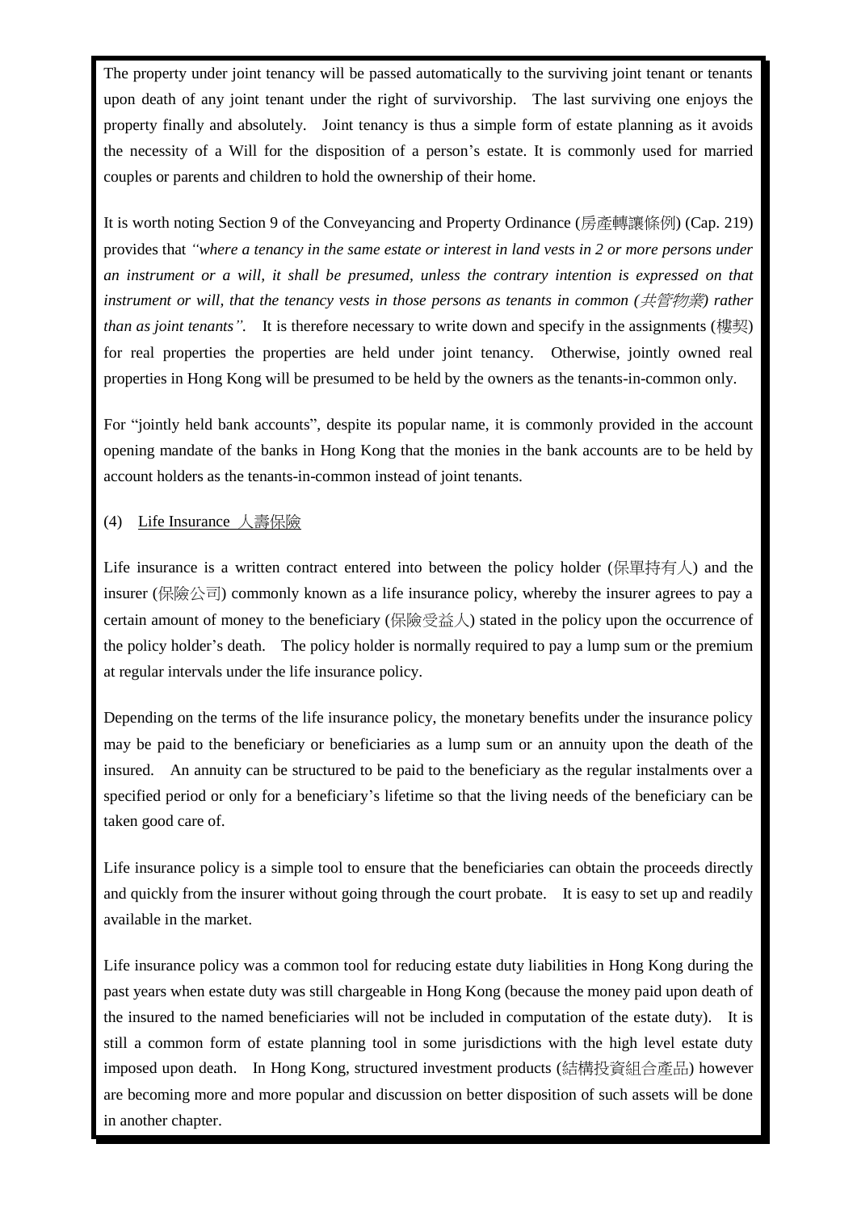The property under joint tenancy will be passed automatically to the surviving joint tenant or tenants upon death of any joint tenant under the right of survivorship. The last surviving one enjoys the property finally and absolutely. Joint tenancy is thus a simple form of estate planning as it avoids the necessity of a Will for the disposition of a person's estate. It is commonly used for married couples or parents and children to hold the ownership of their home.

It is worth noting Section 9 of the Conveyancing and Property Ordinance (房產轉讓條例) (Cap. 219) provides that *"where a tenancy in the same estate or interest in land vests in 2 or more persons under an instrument or a will, it shall be presumed, unless the contrary intention is expressed on that instrument or will, that the tenancy vests in those persons as tenants in common (共管物業) rather than as joint tenants".* It is therefore necessary to write down and specify in the assignments (樓契) for real properties the properties are held under joint tenancy. Otherwise, jointly owned real properties in Hong Kong will be presumed to be held by the owners as the tenants-in-common only.

For "jointly held bank accounts", despite its popular name, it is commonly provided in the account opening mandate of the banks in Hong Kong that the monies in the bank accounts are to be held by account holders as the tenants-in-common instead of joint tenants.

(4) Life Insurance 人壽保險

Life insurance is a written contract entered into between the policy holder (保單持有人) and the insurer (保險公司) commonly known as a life insurance policy, whereby the insurer agrees to pay a certain amount of money to the beneficiary (保險受益人) stated in the policy upon the occurrence of the policy holder's death. The policy holder is normally required to pay a lump sum or the premium at regular intervals under the life insurance policy.

Depending on the terms of the life insurance policy, the monetary benefits under the insurance policy may be paid to the beneficiary or beneficiaries as a lump sum or an annuity upon the death of the insured. An annuity can be structured to be paid to the beneficiary as the regular instalments over a specified period or only for a beneficiary's lifetime so that the living needs of the beneficiary can be taken good care of.

Life insurance policy is a simple tool to ensure that the beneficiaries can obtain the proceeds directly and quickly from the insurer without going through the court probate. It is easy to set up and readily available in the market.

Life insurance policy was a common tool for reducing estate duty liabilities in Hong Kong during the past years when estate duty was still chargeable in Hong Kong (because the money paid upon death of the insured to the named beneficiaries will not be included in computation of the estate duty). It is still a common form of estate planning tool in some jurisdictions with the high level estate duty imposed upon death. In Hong Kong, structured investment products (結構投資組合產品) however are becoming more and more popular and discussion on better disposition of such assets will be done in another chapter.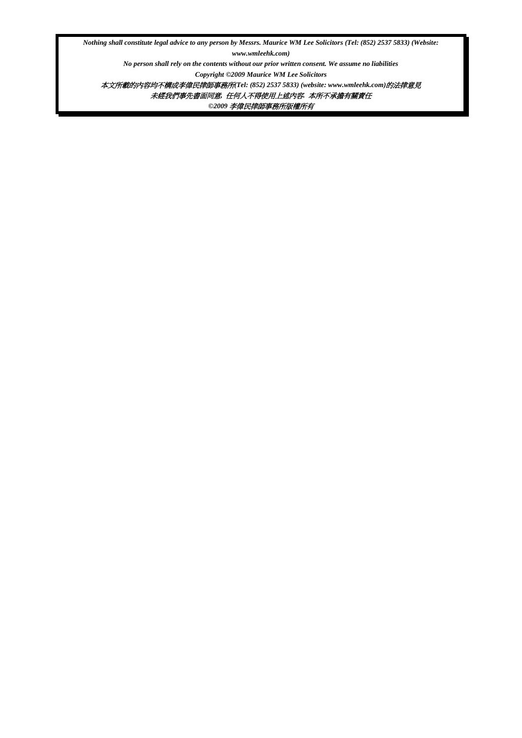***Nothing shall constitute legal advice to any person by Messrs. Maurice WM Lee Solicitors (Tel: (852) 2537 5833) (Website: www.wmleehk.com)***

***No person shall rely on the contents without our prior written consent. We assume no liabilities***

***Copyright ©2009 Maurice WM Lee Solicitors***

***本文所載的內容均不構成李偉民律師事務所(Tel: (852) 2537 5833) (website: www.wmleehk.com)的法律意見***

***未經我們事先書面同意, 任何人不得使用上述內容. 本所不承擔有關責任***

***©2009 李偉民律師事務所版權所有***